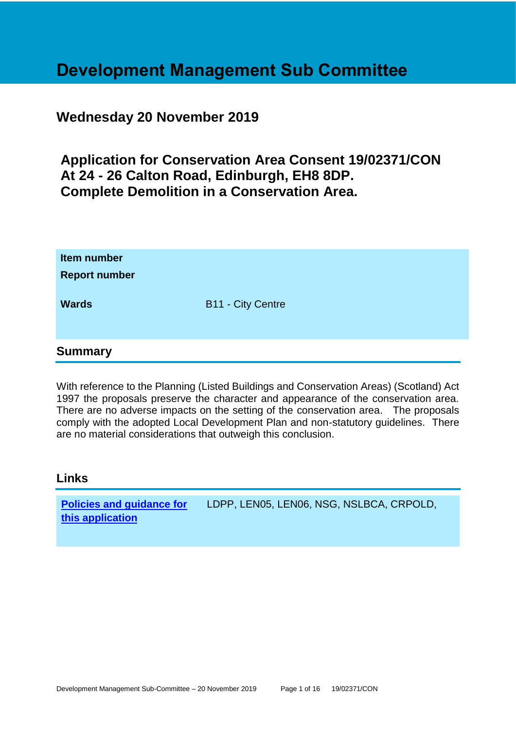# Development Management Sub Committee

## Wednesday 20 November 2019

## Application for Conservation Area Consent 19/02371/CON At 24 - 26 Calton Road, Edinburgh, EH8 8DP. Complete Demolition in a Conservation Area.

| | |
|---|---|
| **Item number** | |
| **Report number** | |
| **Wards** | B11 - City Centre |

## Summary

With reference to the Planning (Listed Buildings and Conservation Areas) (Scotland) Act 1997 the proposals preserve the character and appearance of the conservation area. There are no adverse impacts on the setting of the conservation area. The proposals comply with the adopted Local Development Plan and non-statutory guidelines. There are no material considerations that outweigh this conclusion.

## Links

| | |
|---|---|
| **Policies and guidance for this application** | LDPP, LEN05, LEN06, NSG, NSLBCA, CRPOLD, |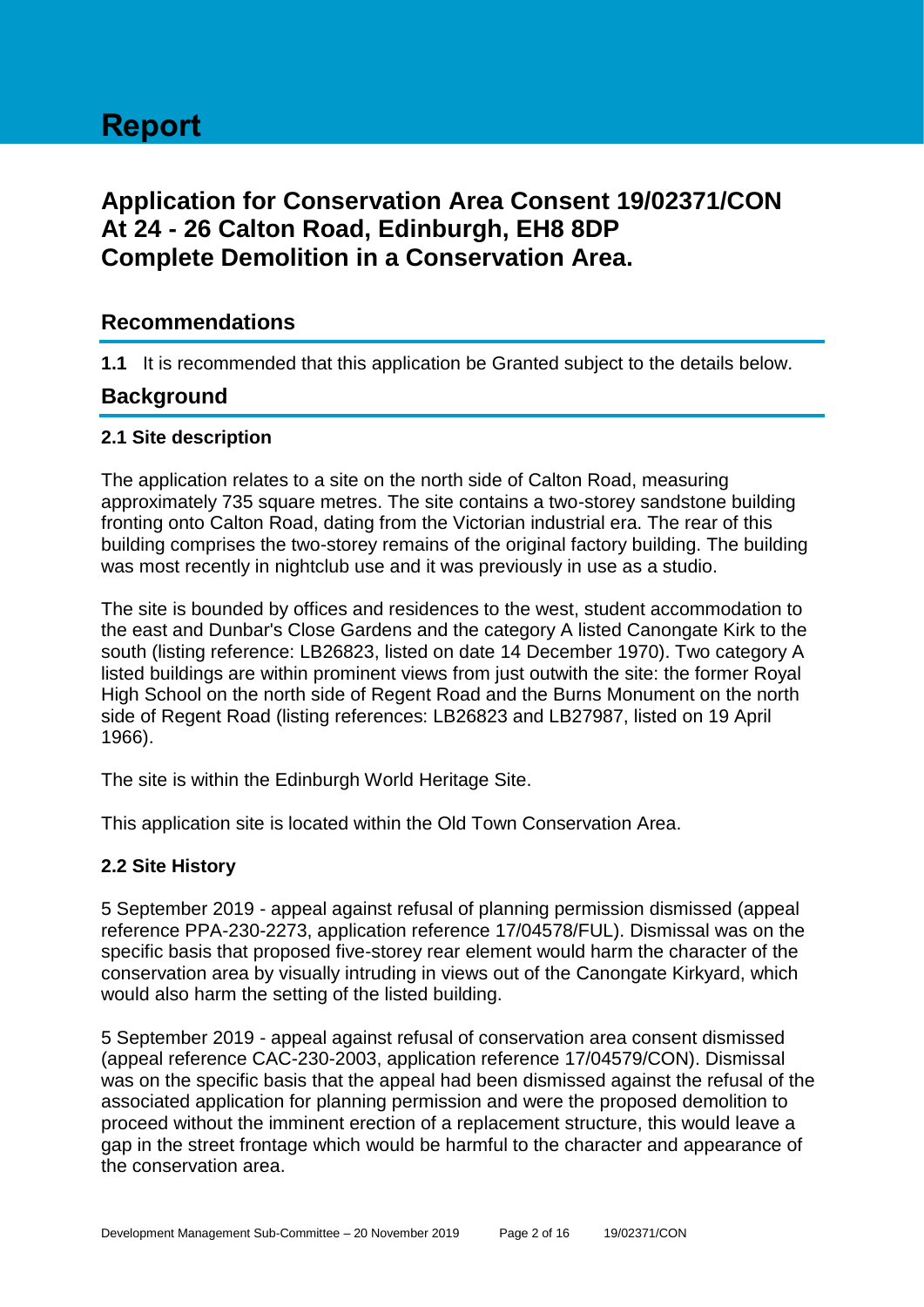# Report

## Application for Conservation Area Consent 19/02371/CON At 24 - 26 Calton Road, Edinburgh, EH8 8DP Complete Demolition in a Conservation Area.

## Recommendations

**1.1** It is recommended that this application be Granted subject to the details below.

## Background

### 2.1 Site description

The application relates to a site on the north side of Calton Road, measuring approximately 735 square metres. The site contains a two-storey sandstone building fronting onto Calton Road, dating from the Victorian industrial era. The rear of this building comprises the two-storey remains of the original factory building. The building was most recently in nightclub use and it was previously in use as a studio.

The site is bounded by offices and residences to the west, student accommodation to the east and Dunbar's Close Gardens and the category A listed Canongate Kirk to the south (listing reference: LB26823, listed on date 14 December 1970). Two category A listed buildings are within prominent views from just outwith the site: the former Royal High School on the north side of Regent Road and the Burns Monument on the north side of Regent Road (listing references: LB26823 and LB27987, listed on 19 April 1966).

The site is within the Edinburgh World Heritage Site.

This application site is located within the Old Town Conservation Area.

### 2.2 Site History

5 September 2019 - appeal against refusal of planning permission dismissed (appeal reference PPA-230-2273, application reference 17/04578/FUL). Dismissal was on the specific basis that proposed five-storey rear element would harm the character of the conservation area by visually intruding in views out of the Canongate Kirkyard, which would also harm the setting of the listed building.

5 September 2019 - appeal against refusal of conservation area consent dismissed (appeal reference CAC-230-2003, application reference 17/04579/CON). Dismissal was on the specific basis that the appeal had been dismissed against the refusal of the associated application for planning permission and were the proposed demolition to proceed without the imminent erection of a replacement structure, this would leave a gap in the street frontage which would be harmful to the character and appearance of the conservation area.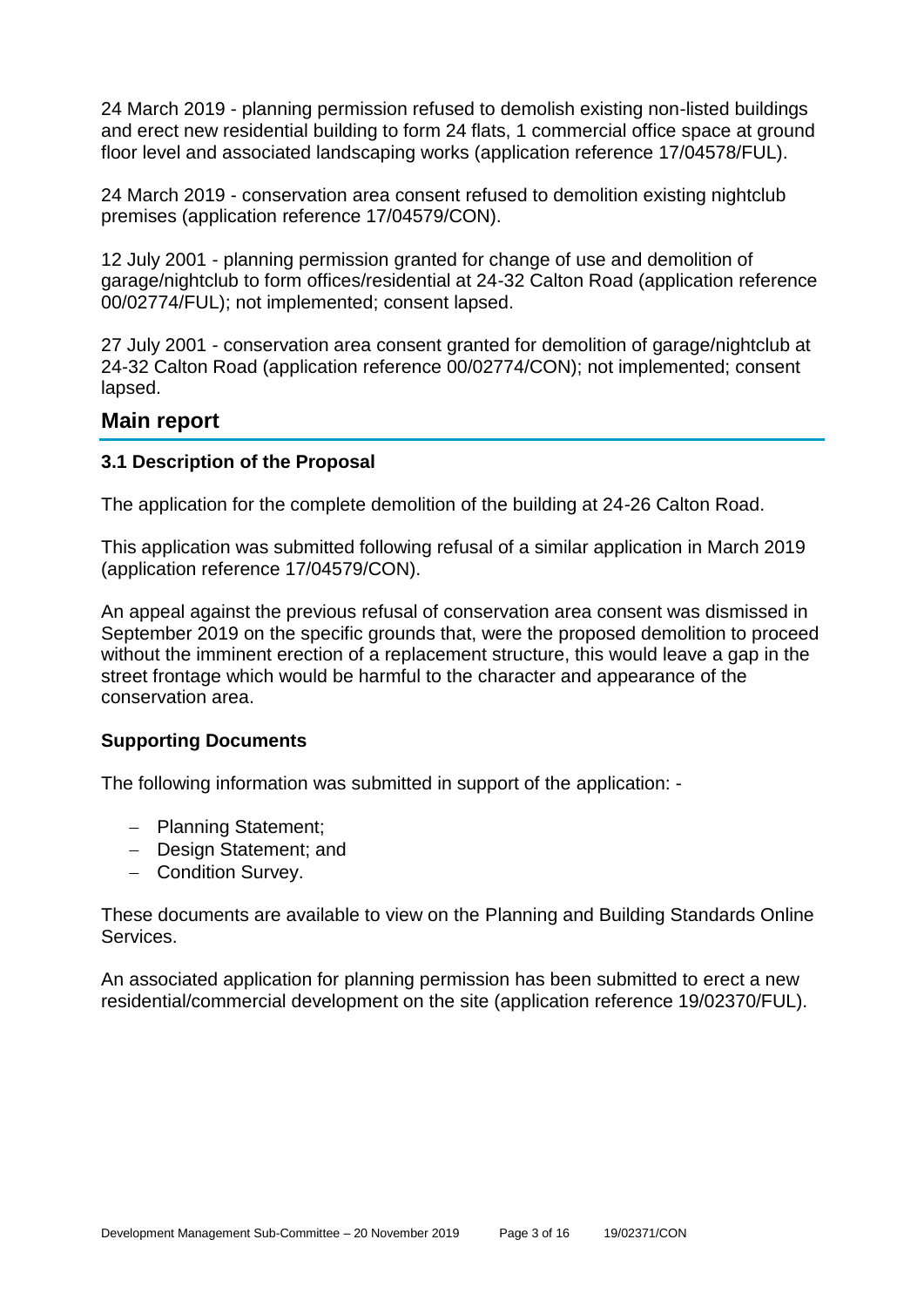24 March 2019 - planning permission refused to demolish existing non-listed buildings and erect new residential building to form 24 flats, 1 commercial office space at ground floor level and associated landscaping works (application reference 17/04578/FUL).

24 March 2019 - conservation area consent refused to demolition existing nightclub premises (application reference 17/04579/CON).

12 July 2001 - planning permission granted for change of use and demolition of garage/nightclub to form offices/residential at 24-32 Calton Road (application reference 00/02774/FUL); not implemented; consent lapsed.

27 July 2001 - conservation area consent granted for demolition of garage/nightclub at 24-32 Calton Road (application reference 00/02774/CON); not implemented; consent lapsed.

## Main report

### 3.1 Description of the Proposal

The application for the complete demolition of the building at 24-26 Calton Road.

This application was submitted following refusal of a similar application in March 2019 (application reference 17/04579/CON).

An appeal against the previous refusal of conservation area consent was dismissed in September 2019 on the specific grounds that, were the proposed demolition to proceed without the imminent erection of a replacement structure, this would leave a gap in the street frontage which would be harmful to the character and appearance of the conservation area.

### Supporting Documents

The following information was submitted in support of the application: -

- Planning Statement;
- Design Statement; and
- Condition Survey.

These documents are available to view on the Planning and Building Standards Online Services.

An associated application for planning permission has been submitted to erect a new residential/commercial development on the site (application reference 19/02370/FUL).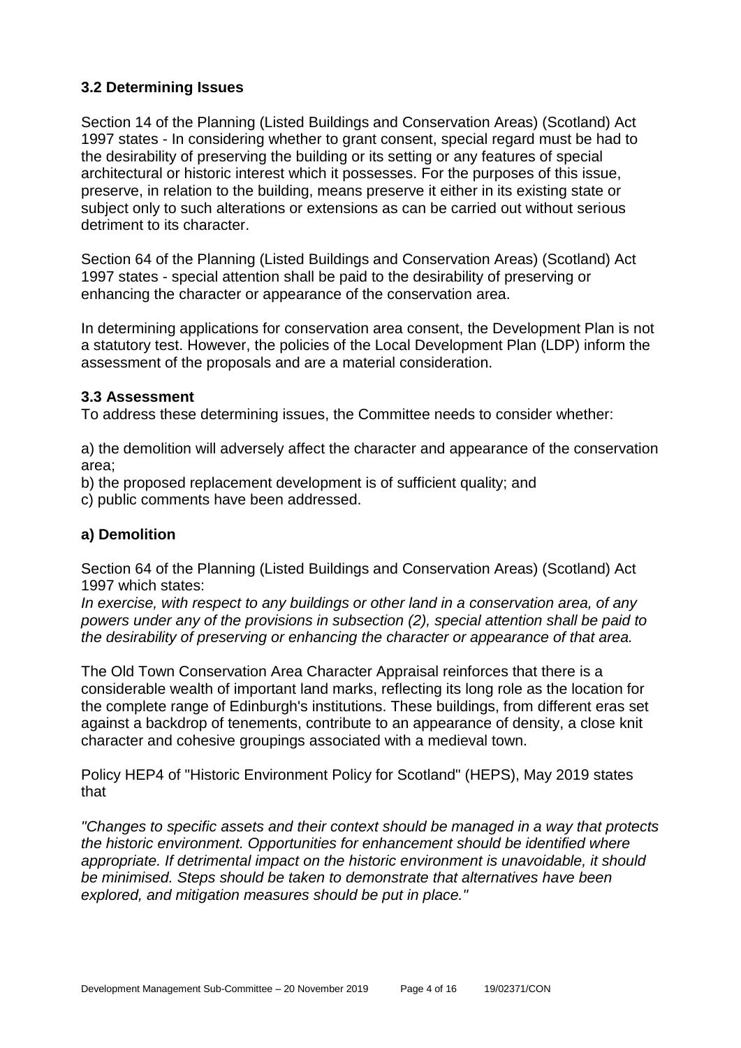### 3.2 Determining Issues

Section 14 of the Planning (Listed Buildings and Conservation Areas) (Scotland) Act 1997 states - In considering whether to grant consent, special regard must be had to the desirability of preserving the building or its setting or any features of special architectural or historic interest which it possesses. For the purposes of this issue, preserve, in relation to the building, means preserve it either in its existing state or subject only to such alterations or extensions as can be carried out without serious detriment to its character.

Section 64 of the Planning (Listed Buildings and Conservation Areas) (Scotland) Act 1997 states - special attention shall be paid to the desirability of preserving or enhancing the character or appearance of the conservation area.

In determining applications for conservation area consent, the Development Plan is not a statutory test. However, the policies of the Local Development Plan (LDP) inform the assessment of the proposals and are a material consideration.

### 3.3 Assessment

To address these determining issues, the Committee needs to consider whether:

a) the demolition will adversely affect the character and appearance of the conservation area;

b) the proposed replacement development is of sufficient quality; and

c) public comments have been addressed.

### a) Demolition

Section 64 of the Planning (Listed Buildings and Conservation Areas) (Scotland) Act 1997 which states:
*In exercise, with respect to any buildings or other land in a conservation area, of any powers under any of the provisions in subsection (2), special attention shall be paid to the desirability of preserving or enhancing the character or appearance of that area.*

The Old Town Conservation Area Character Appraisal reinforces that there is a considerable wealth of important land marks, reflecting its long role as the location for the complete range of Edinburgh's institutions. These buildings, from different eras set against a backdrop of tenements, contribute to an appearance of density, a close knit character and cohesive groupings associated with a medieval town.

Policy HEP4 of "Historic Environment Policy for Scotland" (HEPS), May 2019 states that

*"Changes to specific assets and their context should be managed in a way that protects the historic environment. Opportunities for enhancement should be identified where appropriate. If detrimental impact on the historic environment is unavoidable, it should be minimised. Steps should be taken to demonstrate that alternatives have been explored, and mitigation measures should be put in place."*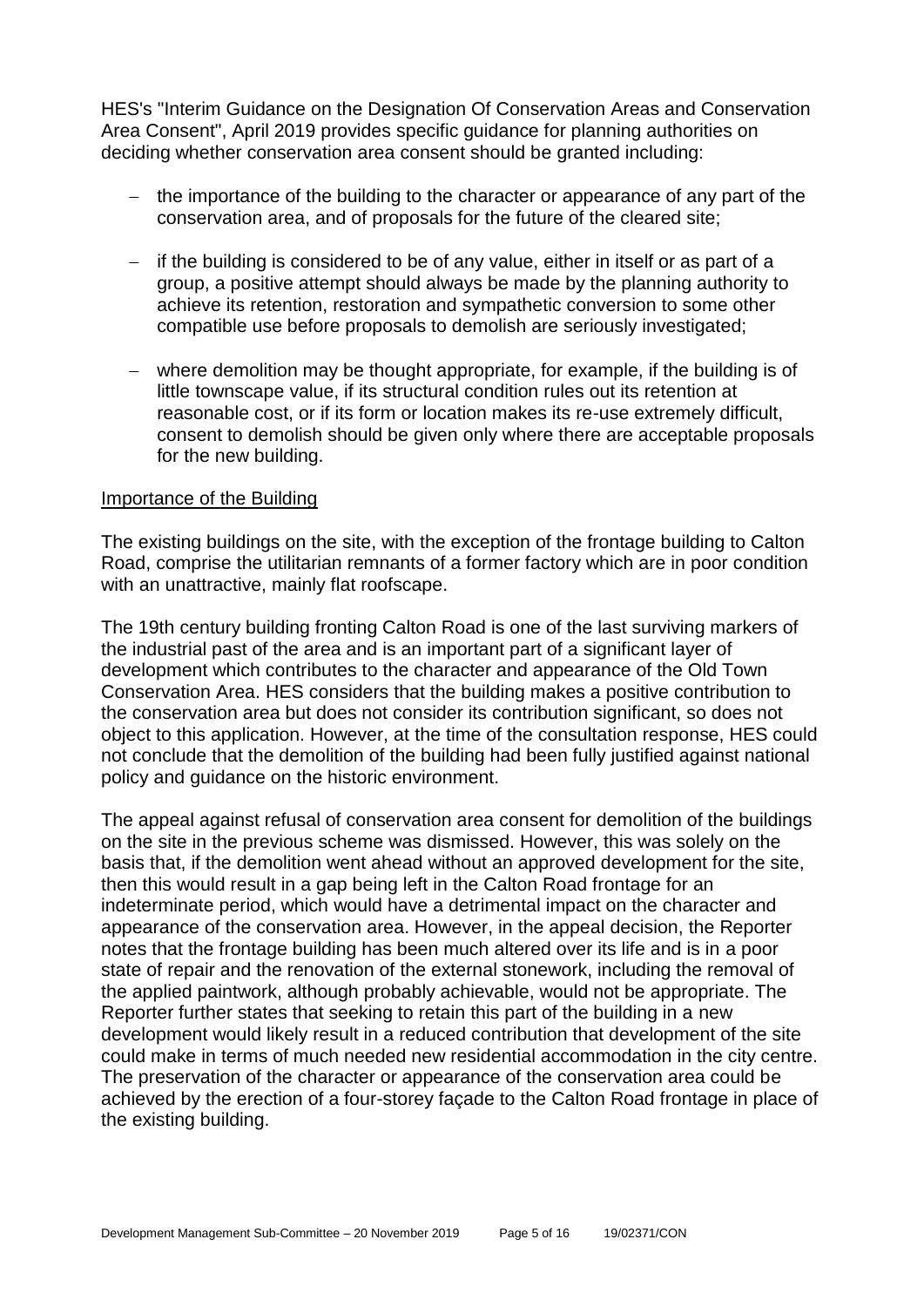HES's "Interim Guidance on the Designation Of Conservation Areas and Conservation Area Consent", April 2019 provides specific guidance for planning authorities on deciding whether conservation area consent should be granted including:

- the importance of the building to the character or appearance of any part of the conservation area, and of proposals for the future of the cleared site;
- if the building is considered to be of any value, either in itself or as part of a group, a positive attempt should always be made by the planning authority to achieve its retention, restoration and sympathetic conversion to some other compatible use before proposals to demolish are seriously investigated;
- where demolition may be thought appropriate, for example, if the building is of little townscape value, if its structural condition rules out its retention at reasonable cost, or if its form or location makes its re-use extremely difficult, consent to demolish should be given only where there are acceptable proposals for the new building.

## Importance of the Building

The existing buildings on the site, with the exception of the frontage building to Calton Road, comprise the utilitarian remnants of a former factory which are in poor condition with an unattractive, mainly flat roofscape.

The 19th century building fronting Calton Road is one of the last surviving markers of the industrial past of the area and is an important part of a significant layer of development which contributes to the character and appearance of the Old Town Conservation Area. HES considers that the building makes a positive contribution to the conservation area but does not consider its contribution significant, so does not object to this application. However, at the time of the consultation response, HES could not conclude that the demolition of the building had been fully justified against national policy and guidance on the historic environment.

The appeal against refusal of conservation area consent for demolition of the buildings on the site in the previous scheme was dismissed. However, this was solely on the basis that, if the demolition went ahead without an approved development for the site, then this would result in a gap being left in the Calton Road frontage for an indeterminate period, which would have a detrimental impact on the character and appearance of the conservation area. However, in the appeal decision, the Reporter notes that the frontage building has been much altered over its life and is in a poor state of repair and the renovation of the external stonework, including the removal of the applied paintwork, although probably achievable, would not be appropriate. The Reporter further states that seeking to retain this part of the building in a new development would likely result in a reduced contribution that development of the site could make in terms of much needed new residential accommodation in the city centre. The preservation of the character or appearance of the conservation area could be achieved by the erection of a four-storey façade to the Calton Road frontage in place of the existing building.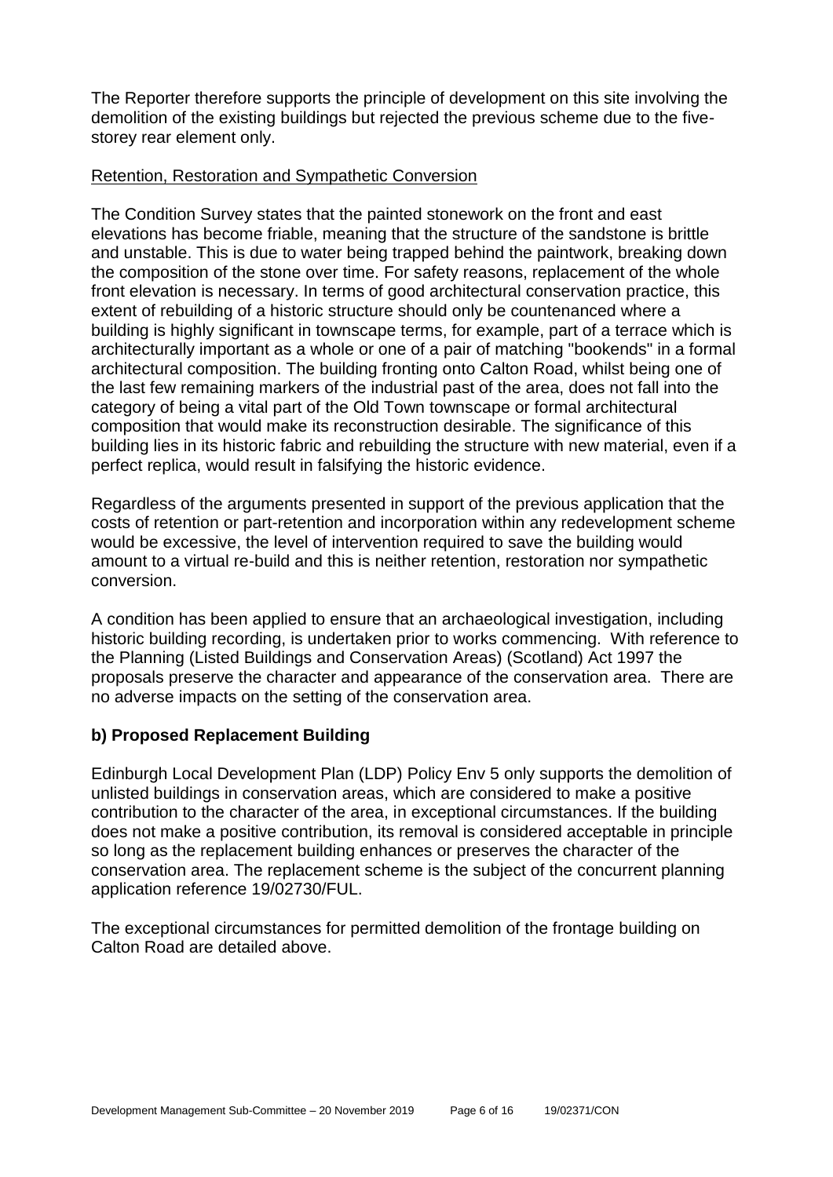The Reporter therefore supports the principle of development on this site involving the demolition of the existing buildings but rejected the previous scheme due to the five-storey rear element only.

Retention, Restoration and Sympathetic Conversion

The Condition Survey states that the painted stonework on the front and east elevations has become friable, meaning that the structure of the sandstone is brittle and unstable. This is due to water being trapped behind the paintwork, breaking down the composition of the stone over time. For safety reasons, replacement of the whole front elevation is necessary. In terms of good architectural conservation practice, this extent of rebuilding of a historic structure should only be countenanced where a building is highly significant in townscape terms, for example, part of a terrace which is architecturally important as a whole or one of a pair of matching "bookends" in a formal architectural composition. The building fronting onto Calton Road, whilst being one of the last few remaining markers of the industrial past of the area, does not fall into the category of being a vital part of the Old Town townscape or formal architectural composition that would make its reconstruction desirable. The significance of this building lies in its historic fabric and rebuilding the structure with new material, even if a perfect replica, would result in falsifying the historic evidence.

Regardless of the arguments presented in support of the previous application that the costs of retention or part-retention and incorporation within any redevelopment scheme would be excessive, the level of intervention required to save the building would amount to a virtual re-build and this is neither retention, restoration nor sympathetic conversion.

A condition has been applied to ensure that an archaeological investigation, including historic building recording, is undertaken prior to works commencing. With reference to the Planning (Listed Buildings and Conservation Areas) (Scotland) Act 1997 the proposals preserve the character and appearance of the conservation area. There are no adverse impacts on the setting of the conservation area.

### b) Proposed Replacement Building

Edinburgh Local Development Plan (LDP) Policy Env 5 only supports the demolition of unlisted buildings in conservation areas, which are considered to make a positive contribution to the character of the area, in exceptional circumstances. If the building does not make a positive contribution, its removal is considered acceptable in principle so long as the replacement building enhances or preserves the character of the conservation area. The replacement scheme is the subject of the concurrent planning application reference 19/02730/FUL.

The exceptional circumstances for permitted demolition of the frontage building on Calton Road are detailed above.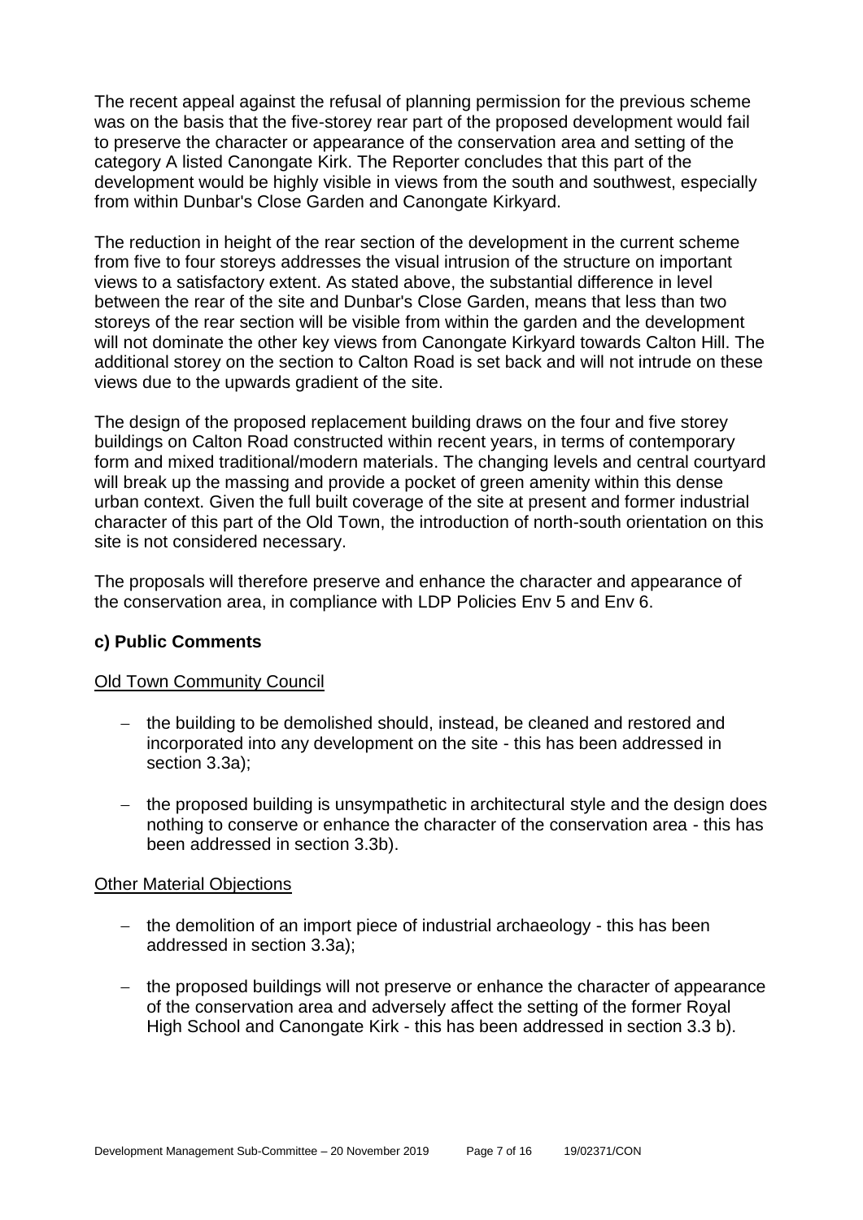The recent appeal against the refusal of planning permission for the previous scheme was on the basis that the five-storey rear part of the proposed development would fail to preserve the character or appearance of the conservation area and setting of the category A listed Canongate Kirk. The Reporter concludes that this part of the development would be highly visible in views from the south and southwest, especially from within Dunbar's Close Garden and Canongate Kirkyard.

The reduction in height of the rear section of the development in the current scheme from five to four storeys addresses the visual intrusion of the structure on important views to a satisfactory extent. As stated above, the substantial difference in level between the rear of the site and Dunbar's Close Garden, means that less than two storeys of the rear section will be visible from within the garden and the development will not dominate the other key views from Canongate Kirkyard towards Calton Hill. The additional storey on the section to Calton Road is set back and will not intrude on these views due to the upwards gradient of the site.

The design of the proposed replacement building draws on the four and five storey buildings on Calton Road constructed within recent years, in terms of contemporary form and mixed traditional/modern materials. The changing levels and central courtyard will break up the massing and provide a pocket of green amenity within this dense urban context. Given the full built coverage of the site at present and former industrial character of this part of the Old Town, the introduction of north-south orientation on this site is not considered necessary.

The proposals will therefore preserve and enhance the character and appearance of the conservation area, in compliance with LDP Policies Env 5 and Env 6.

### c) Public Comments

Old Town Community Council

- the building to be demolished should, instead, be cleaned and restored and incorporated into any development on the site - this has been addressed in section 3.3a);
- the proposed building is unsympathetic in architectural style and the design does nothing to conserve or enhance the character of the conservation area - this has been addressed in section 3.3b).

Other Material Objections

- the demolition of an import piece of industrial archaeology - this has been addressed in section 3.3a);
- the proposed buildings will not preserve or enhance the character of appearance of the conservation area and adversely affect the setting of the former Royal High School and Canongate Kirk - this has been addressed in section 3.3 b).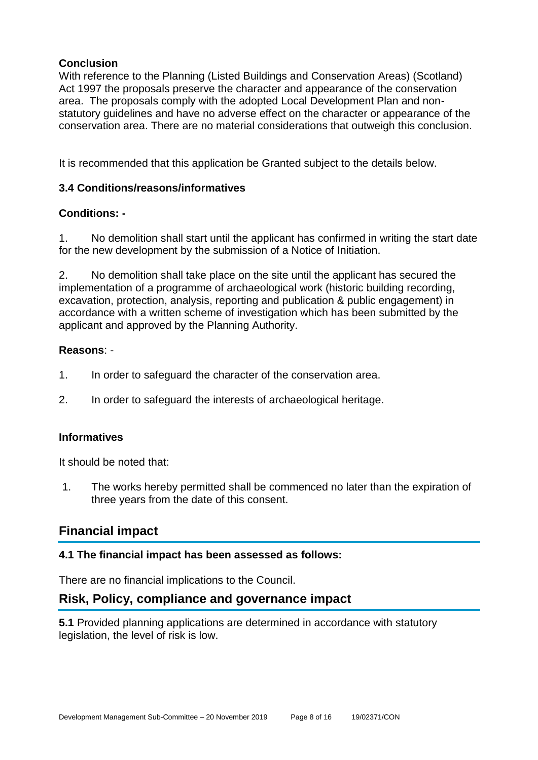**Conclusion**

With reference to the Planning (Listed Buildings and Conservation Areas) (Scotland) Act 1997 the proposals preserve the character and appearance of the conservation area. The proposals comply with the adopted Local Development Plan and non-statutory guidelines and have no adverse effect on the character or appearance of the conservation area. There are no material considerations that outweigh this conclusion.

It is recommended that this application be Granted subject to the details below.

### 3.4 Conditions/reasons/informatives

**Conditions: -**

1. No demolition shall start until the applicant has confirmed in writing the start date for the new development by the submission of a Notice of Initiation.

2. No demolition shall take place on the site until the applicant has secured the implementation of a programme of archaeological work (historic building recording, excavation, protection, analysis, reporting and publication & public engagement) in accordance with a written scheme of investigation which has been submitted by the applicant and approved by the Planning Authority.

**Reasons**: -

1. In order to safeguard the character of the conservation area.

2. In order to safeguard the interests of archaeological heritage.

**Informatives**

It should be noted that:

1. The works hereby permitted shall be commenced no later than the expiration of three years from the date of this consent.

## Financial impact

### 4.1 The financial impact has been assessed as follows:

There are no financial implications to the Council.

## Risk, Policy, compliance and governance impact

**5.1** Provided planning applications are determined in accordance with statutory legislation, the level of risk is low.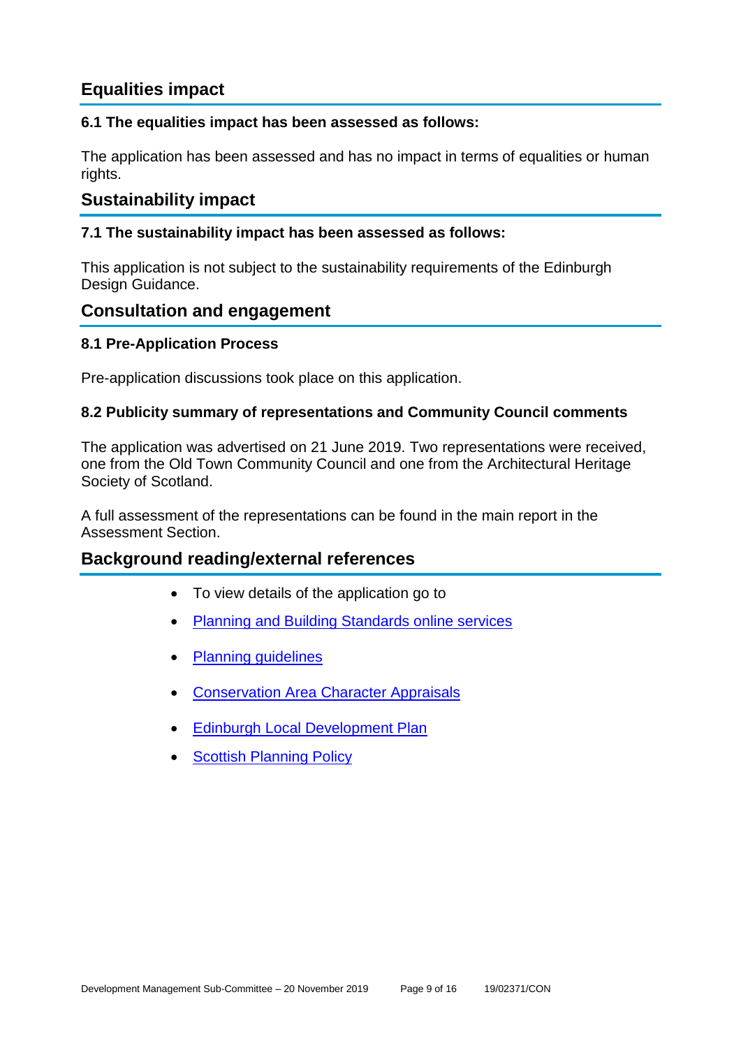## Equalities impact

### 6.1 The equalities impact has been assessed as follows:

The application has been assessed and has no impact in terms of equalities or human rights.

## Sustainability impact

### 7.1 The sustainability impact has been assessed as follows:

This application is not subject to the sustainability requirements of the Edinburgh Design Guidance.

## Consultation and engagement

### 8.1 Pre-Application Process

Pre-application discussions took place on this application.

### 8.2 Publicity summary of representations and Community Council comments

The application was advertised on 21 June 2019. Two representations were received, one from the Old Town Community Council and one from the Architectural Heritage Society of Scotland.

A full assessment of the representations can be found in the main report in the Assessment Section.

## Background reading/external references

- To view details of the application go to
- Planning and Building Standards online services
- Planning guidelines
- Conservation Area Character Appraisals
- Edinburgh Local Development Plan
- Scottish Planning Policy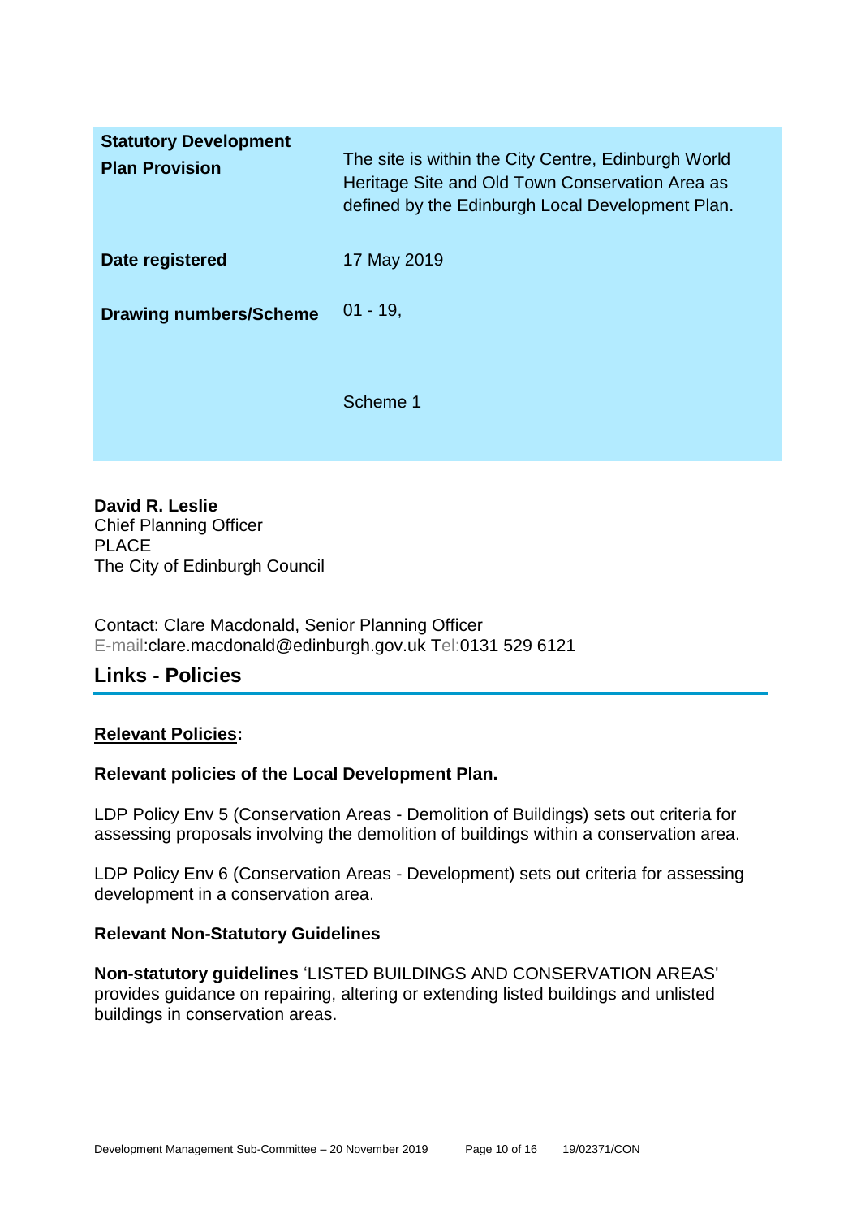| **Statutory Development Plan Provision** | The site is within the City Centre, Edinburgh World Heritage Site and Old Town Conservation Area as defined by the Edinburgh Local Development Plan. |
| --- | --- |
| **Date registered** | 17 May 2019 |
| **Drawing numbers/Scheme** | 01 - 19,<br><br>Scheme 1 |

**David R. Leslie**
Chief Planning Officer
PLACE
The City of Edinburgh Council

Contact: Clare Macdonald, Senior Planning Officer
E-mail:clare.macdonald@edinburgh.gov.uk Tel:0131 529 6121

## Links - Policies

**Relevant Policies:**

**Relevant policies of the Local Development Plan.**

LDP Policy Env 5 (Conservation Areas - Demolition of Buildings) sets out criteria for assessing proposals involving the demolition of buildings within a conservation area.

LDP Policy Env 6 (Conservation Areas - Development) sets out criteria for assessing development in a conservation area.

**Relevant Non-Statutory Guidelines**

**Non-statutory guidelines** 'LISTED BUILDINGS AND CONSERVATION AREAS' provides guidance on repairing, altering or extending listed buildings and unlisted buildings in conservation areas.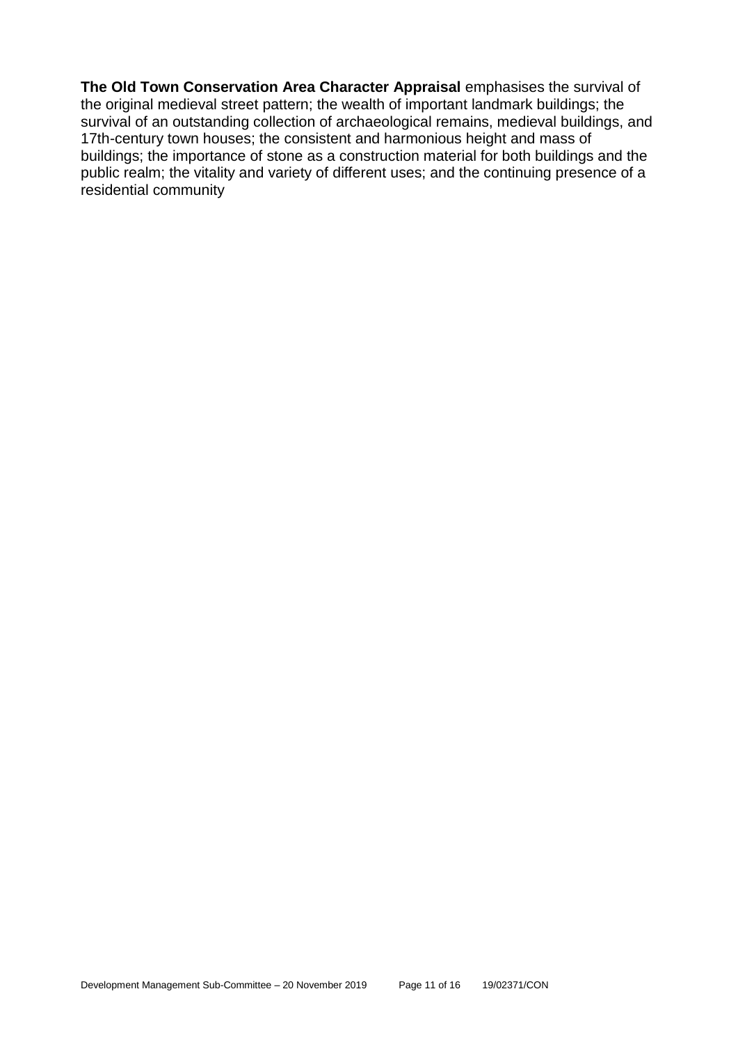**The Old Town Conservation Area Character Appraisal** emphasises the survival of the original medieval street pattern; the wealth of important landmark buildings; the survival of an outstanding collection of archaeological remains, medieval buildings, and 17th-century town houses; the consistent and harmonious height and mass of buildings; the importance of stone as a construction material for both buildings and the public realm; the vitality and variety of different uses; and the continuing presence of a residential community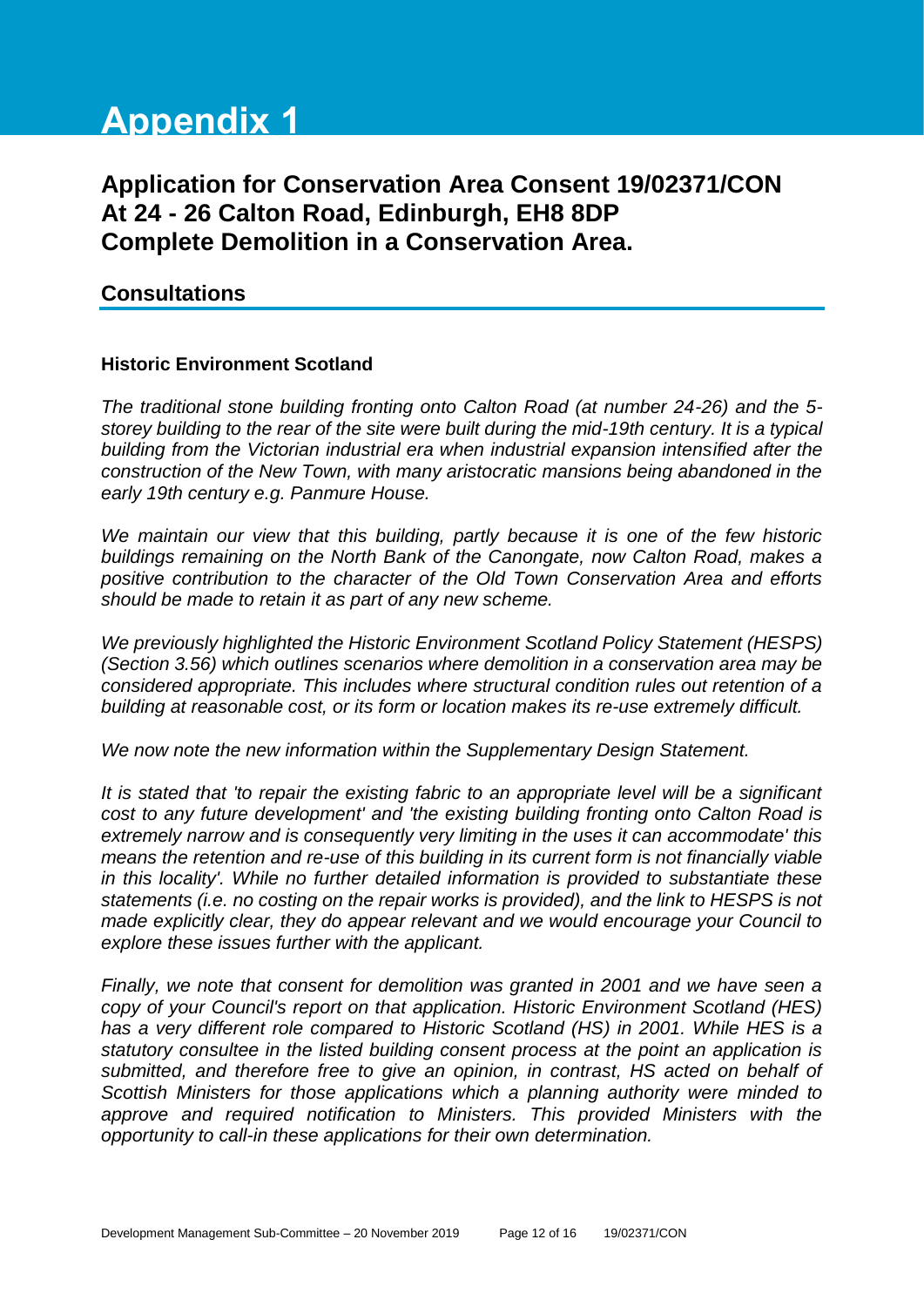# Appendix 1

## Application for Conservation Area Consent 19/02371/CON At 24 - 26 Calton Road, Edinburgh, EH8 8DP Complete Demolition in a Conservation Area.

## Consultations

**Historic Environment Scotland**

*The traditional stone building fronting onto Calton Road (at number 24-26) and the 5-storey building to the rear of the site were built during the mid-19th century. It is a typical building from the Victorian industrial era when industrial expansion intensified after the construction of the New Town, with many aristocratic mansions being abandoned in the early 19th century e.g. Panmure House.*

*We maintain our view that this building, partly because it is one of the few historic buildings remaining on the North Bank of the Canongate, now Calton Road, makes a positive contribution to the character of the Old Town Conservation Area and efforts should be made to retain it as part of any new scheme.*

*We previously highlighted the Historic Environment Scotland Policy Statement (HESPS) (Section 3.56) which outlines scenarios where demolition in a conservation area may be considered appropriate. This includes where structural condition rules out retention of a building at reasonable cost, or its form or location makes its re-use extremely difficult.*

*We now note the new information within the Supplementary Design Statement.*

*It is stated that 'to repair the existing fabric to an appropriate level will be a significant cost to any future development' and 'the existing building fronting onto Calton Road is extremely narrow and is consequently very limiting in the uses it can accommodate' this means the retention and re-use of this building in its current form is not financially viable in this locality'. While no further detailed information is provided to substantiate these statements (i.e. no costing on the repair works is provided), and the link to HESPS is not made explicitly clear, they do appear relevant and we would encourage your Council to explore these issues further with the applicant.*

*Finally, we note that consent for demolition was granted in 2001 and we have seen a copy of your Council's report on that application. Historic Environment Scotland (HES) has a very different role compared to Historic Scotland (HS) in 2001. While HES is a statutory consultee in the listed building consent process at the point an application is submitted, and therefore free to give an opinion, in contrast, HS acted on behalf of Scottish Ministers for those applications which a planning authority were minded to approve and required notification to Ministers. This provided Ministers with the opportunity to call-in these applications for their own determination.*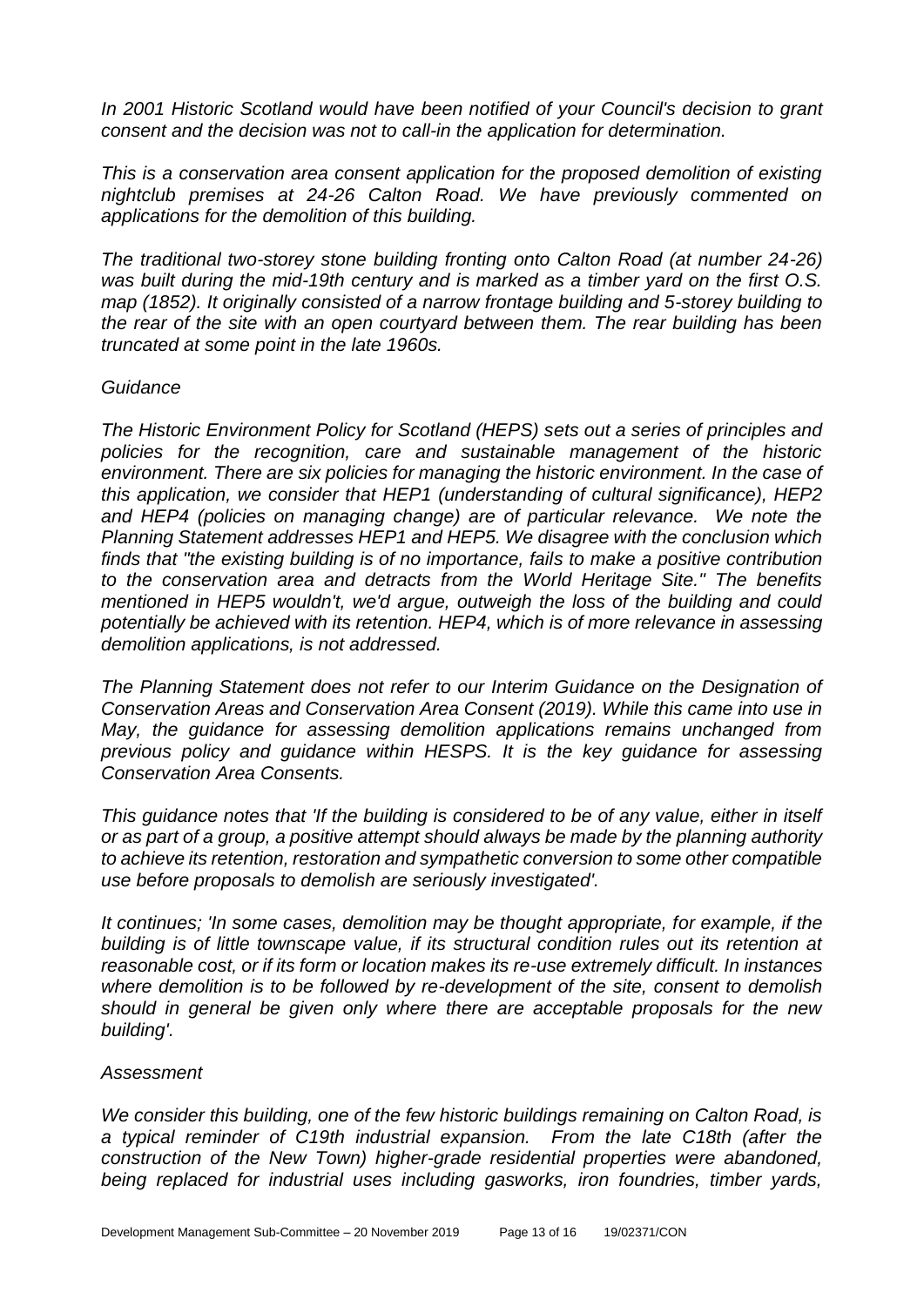*In 2001 Historic Scotland would have been notified of your Council's decision to grant consent and the decision was not to call-in the application for determination.*

*This is a conservation area consent application for the proposed demolition of existing nightclub premises at 24-26 Calton Road. We have previously commented on applications for the demolition of this building.*

*The traditional two-storey stone building fronting onto Calton Road (at number 24-26) was built during the mid-19th century and is marked as a timber yard on the first O.S. map (1852). It originally consisted of a narrow frontage building and 5-storey building to the rear of the site with an open courtyard between them. The rear building has been truncated at some point in the late 1960s.*

*Guidance*

*The Historic Environment Policy for Scotland (HEPS) sets out a series of principles and policies for the recognition, care and sustainable management of the historic environment. There are six policies for managing the historic environment. In the case of this application, we consider that HEP1 (understanding of cultural significance), HEP2 and HEP4 (policies on managing change) are of particular relevance. We note the Planning Statement addresses HEP1 and HEP5. We disagree with the conclusion which finds that "the existing building is of no importance, fails to make a positive contribution to the conservation area and detracts from the World Heritage Site." The benefits mentioned in HEP5 wouldn't, we'd argue, outweigh the loss of the building and could potentially be achieved with its retention. HEP4, which is of more relevance in assessing demolition applications, is not addressed.*

*The Planning Statement does not refer to our Interim Guidance on the Designation of Conservation Areas and Conservation Area Consent (2019). While this came into use in May, the guidance for assessing demolition applications remains unchanged from previous policy and guidance within HESPS. It is the key guidance for assessing Conservation Area Consents.*

*This guidance notes that 'If the building is considered to be of any value, either in itself or as part of a group, a positive attempt should always be made by the planning authority to achieve its retention, restoration and sympathetic conversion to some other compatible use before proposals to demolish are seriously investigated'.*

*It continues; 'In some cases, demolition may be thought appropriate, for example, if the building is of little townscape value, if its structural condition rules out its retention at reasonable cost, or if its form or location makes its re-use extremely difficult. In instances where demolition is to be followed by re-development of the site, consent to demolish should in general be given only where there are acceptable proposals for the new building'.*

*Assessment*

*We consider this building, one of the few historic buildings remaining on Calton Road, is a typical reminder of C19th industrial expansion. From the late C18th (after the construction of the New Town) higher-grade residential properties were abandoned, being replaced for industrial uses including gasworks, iron foundries, timber yards,*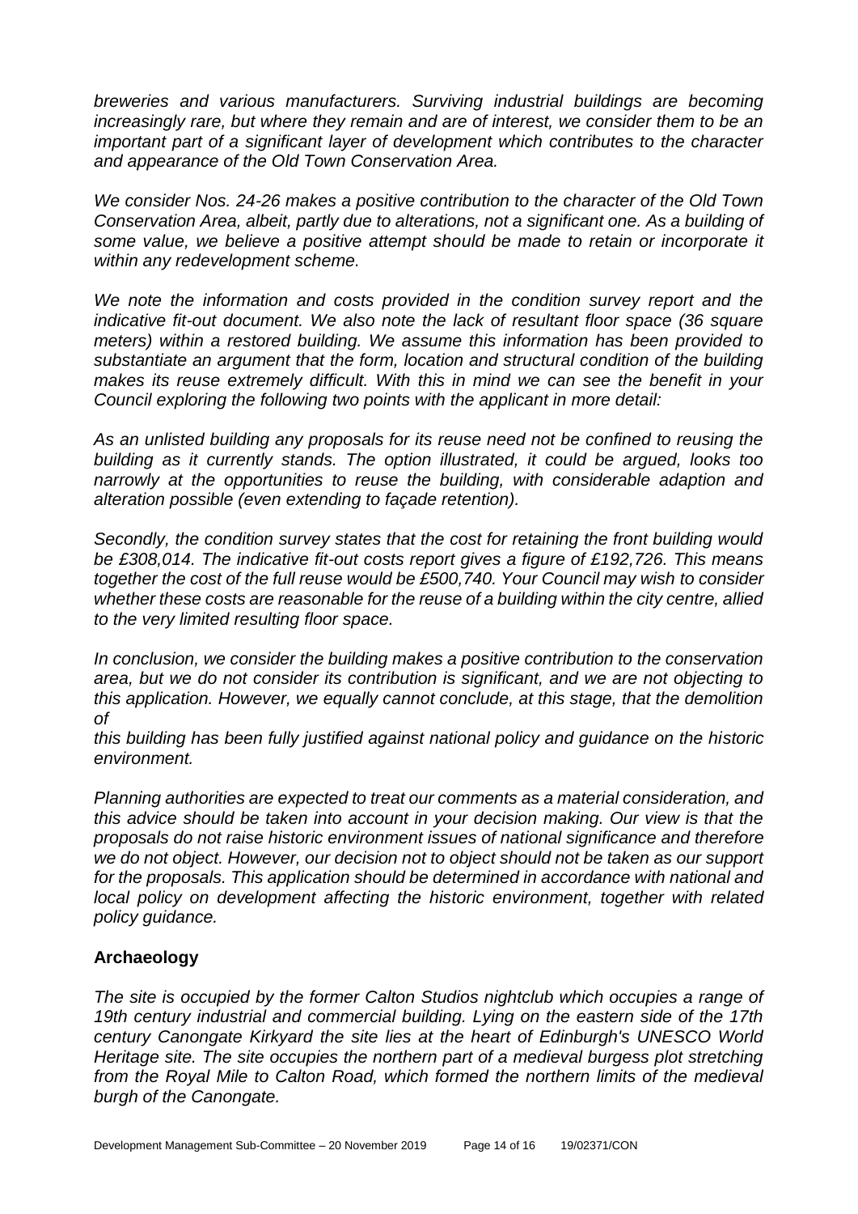*breweries and various manufacturers. Surviving industrial buildings are becoming increasingly rare, but where they remain and are of interest, we consider them to be an important part of a significant layer of development which contributes to the character and appearance of the Old Town Conservation Area.*

*We consider Nos. 24-26 makes a positive contribution to the character of the Old Town Conservation Area, albeit, partly due to alterations, not a significant one. As a building of some value, we believe a positive attempt should be made to retain or incorporate it within any redevelopment scheme.*

*We note the information and costs provided in the condition survey report and the indicative fit-out document. We also note the lack of resultant floor space (36 square meters) within a restored building. We assume this information has been provided to substantiate an argument that the form, location and structural condition of the building makes its reuse extremely difficult. With this in mind we can see the benefit in your Council exploring the following two points with the applicant in more detail:*

*As an unlisted building any proposals for its reuse need not be confined to reusing the building as it currently stands. The option illustrated, it could be argued, looks too narrowly at the opportunities to reuse the building, with considerable adaption and alteration possible (even extending to façade retention).*

*Secondly, the condition survey states that the cost for retaining the front building would be £308,014. The indicative fit-out costs report gives a figure of £192,726. This means together the cost of the full reuse would be £500,740. Your Council may wish to consider whether these costs are reasonable for the reuse of a building within the city centre, allied to the very limited resulting floor space.*

*In conclusion, we consider the building makes a positive contribution to the conservation area, but we do not consider its contribution is significant, and we are not objecting to this application. However, we equally cannot conclude, at this stage, that the demolition of*

*this building has been fully justified against national policy and guidance on the historic environment.*

*Planning authorities are expected to treat our comments as a material consideration, and this advice should be taken into account in your decision making. Our view is that the proposals do not raise historic environment issues of national significance and therefore we do not object. However, our decision not to object should not be taken as our support for the proposals. This application should be determined in accordance with national and local policy on development affecting the historic environment, together with related policy guidance.*

## Archaeology

*The site is occupied by the former Calton Studios nightclub which occupies a range of 19th century industrial and commercial building. Lying on the eastern side of the 17th century Canongate Kirkyard the site lies at the heart of Edinburgh's UNESCO World Heritage site. The site occupies the northern part of a medieval burgess plot stretching from the Royal Mile to Calton Road, which formed the northern limits of the medieval burgh of the Canongate.*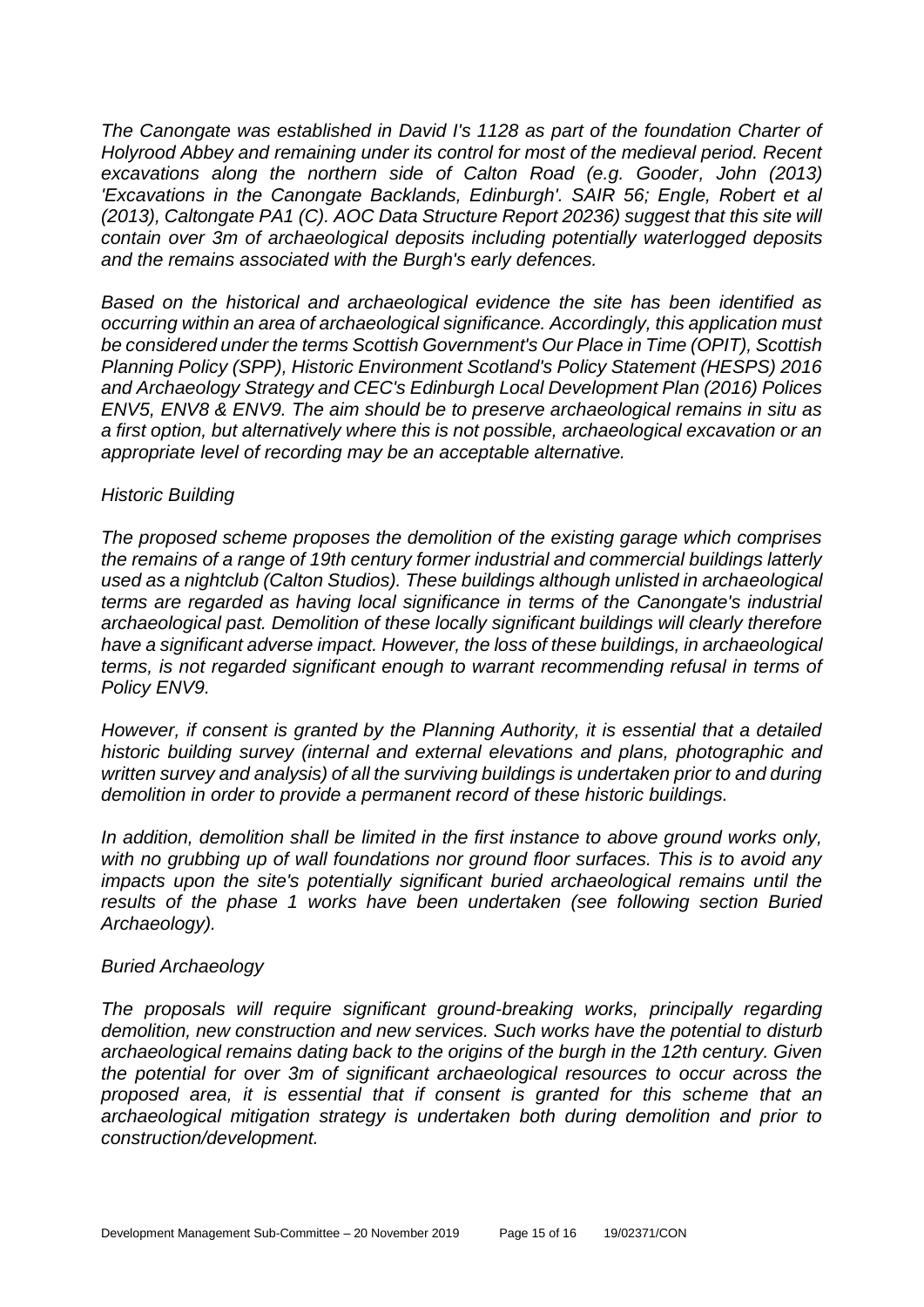*The Canongate was established in David I's 1128 as part of the foundation Charter of Holyrood Abbey and remaining under its control for most of the medieval period. Recent excavations along the northern side of Calton Road (e.g. Gooder, John (2013) 'Excavations in the Canongate Backlands, Edinburgh'. SAIR 56; Engle, Robert et al (2013), Caltongate PA1 (C). AOC Data Structure Report 20236) suggest that this site will contain over 3m of archaeological deposits including potentially waterlogged deposits and the remains associated with the Burgh's early defences.*

*Based on the historical and archaeological evidence the site has been identified as occurring within an area of archaeological significance. Accordingly, this application must be considered under the terms Scottish Government's Our Place in Time (OPIT), Scottish Planning Policy (SPP), Historic Environment Scotland's Policy Statement (HESPS) 2016 and Archaeology Strategy and CEC's Edinburgh Local Development Plan (2016) Polices ENV5, ENV8 & ENV9. The aim should be to preserve archaeological remains in situ as a first option, but alternatively where this is not possible, archaeological excavation or an appropriate level of recording may be an acceptable alternative.*

*Historic Building*

*The proposed scheme proposes the demolition of the existing garage which comprises the remains of a range of 19th century former industrial and commercial buildings latterly used as a nightclub (Calton Studios). These buildings although unlisted in archaeological terms are regarded as having local significance in terms of the Canongate's industrial archaeological past. Demolition of these locally significant buildings will clearly therefore have a significant adverse impact. However, the loss of these buildings, in archaeological terms, is not regarded significant enough to warrant recommending refusal in terms of Policy ENV9.*

*However, if consent is granted by the Planning Authority, it is essential that a detailed historic building survey (internal and external elevations and plans, photographic and written survey and analysis) of all the surviving buildings is undertaken prior to and during demolition in order to provide a permanent record of these historic buildings.*

*In addition, demolition shall be limited in the first instance to above ground works only, with no grubbing up of wall foundations nor ground floor surfaces. This is to avoid any impacts upon the site's potentially significant buried archaeological remains until the results of the phase 1 works have been undertaken (see following section Buried Archaeology).*

*Buried Archaeology*

*The proposals will require significant ground-breaking works, principally regarding demolition, new construction and new services. Such works have the potential to disturb archaeological remains dating back to the origins of the burgh in the 12th century. Given the potential for over 3m of significant archaeological resources to occur across the proposed area, it is essential that if consent is granted for this scheme that an archaeological mitigation strategy is undertaken both during demolition and prior to construction/development.*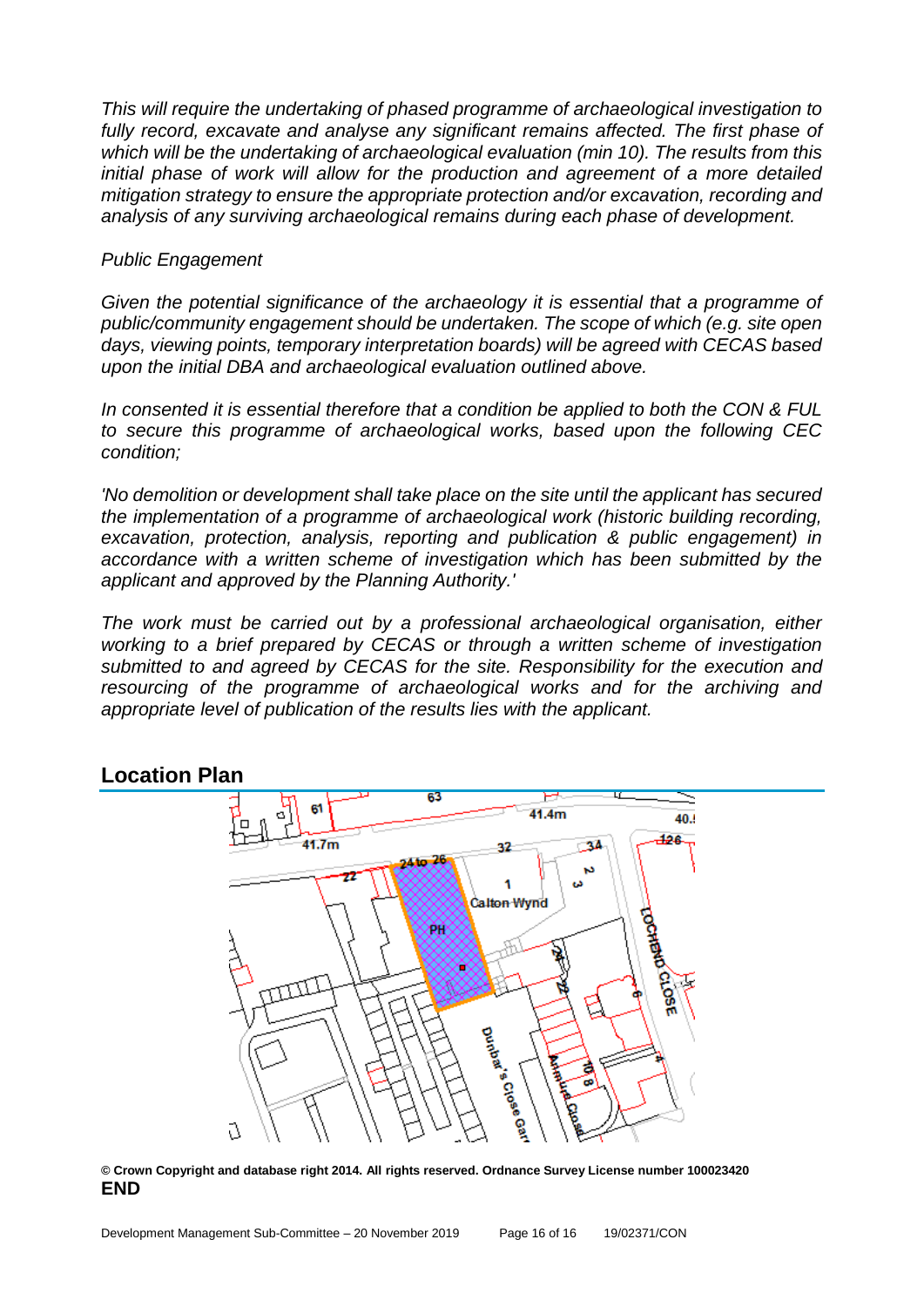*This will require the undertaking of phased programme of archaeological investigation to fully record, excavate and analyse any significant remains affected. The first phase of which will be the undertaking of archaeological evaluation (min 10). The results from this initial phase of work will allow for the production and agreement of a more detailed mitigation strategy to ensure the appropriate protection and/or excavation, recording and analysis of any surviving archaeological remains during each phase of development.*

*Public Engagement*

*Given the potential significance of the archaeology it is essential that a programme of public/community engagement should be undertaken. The scope of which (e.g. site open days, viewing points, temporary interpretation boards) will be agreed with CECAS based upon the initial DBA and archaeological evaluation outlined above.*

*In consented it is essential therefore that a condition be applied to both the CON & FUL to secure this programme of archaeological works, based upon the following CEC condition;*

*'No demolition or development shall take place on the site until the applicant has secured the implementation of a programme of archaeological work (historic building recording, excavation, protection, analysis, reporting and publication & public engagement) in accordance with a written scheme of investigation which has been submitted by the applicant and approved by the Planning Authority.'*

*The work must be carried out by a professional archaeological organisation, either working to a brief prepared by CECAS or through a written scheme of investigation submitted to and agreed by CECAS for the site. Responsibility for the execution and resourcing of the programme of archaeological works and for the archiving and appropriate level of publication of the results lies with the applicant.*

## Location Plan

63
61
41.4m
40.
41.7m
32
34
126
24 to 26
22
1
2
3
Calton Wynd
PH
LOCHEND CLOSE
24
22
6
Dunbar's Close Gar
Aitman's Close
10
8
4

**© Crown Copyright and database right 2014. All rights reserved. Ordnance Survey License number 100023420**

**END**